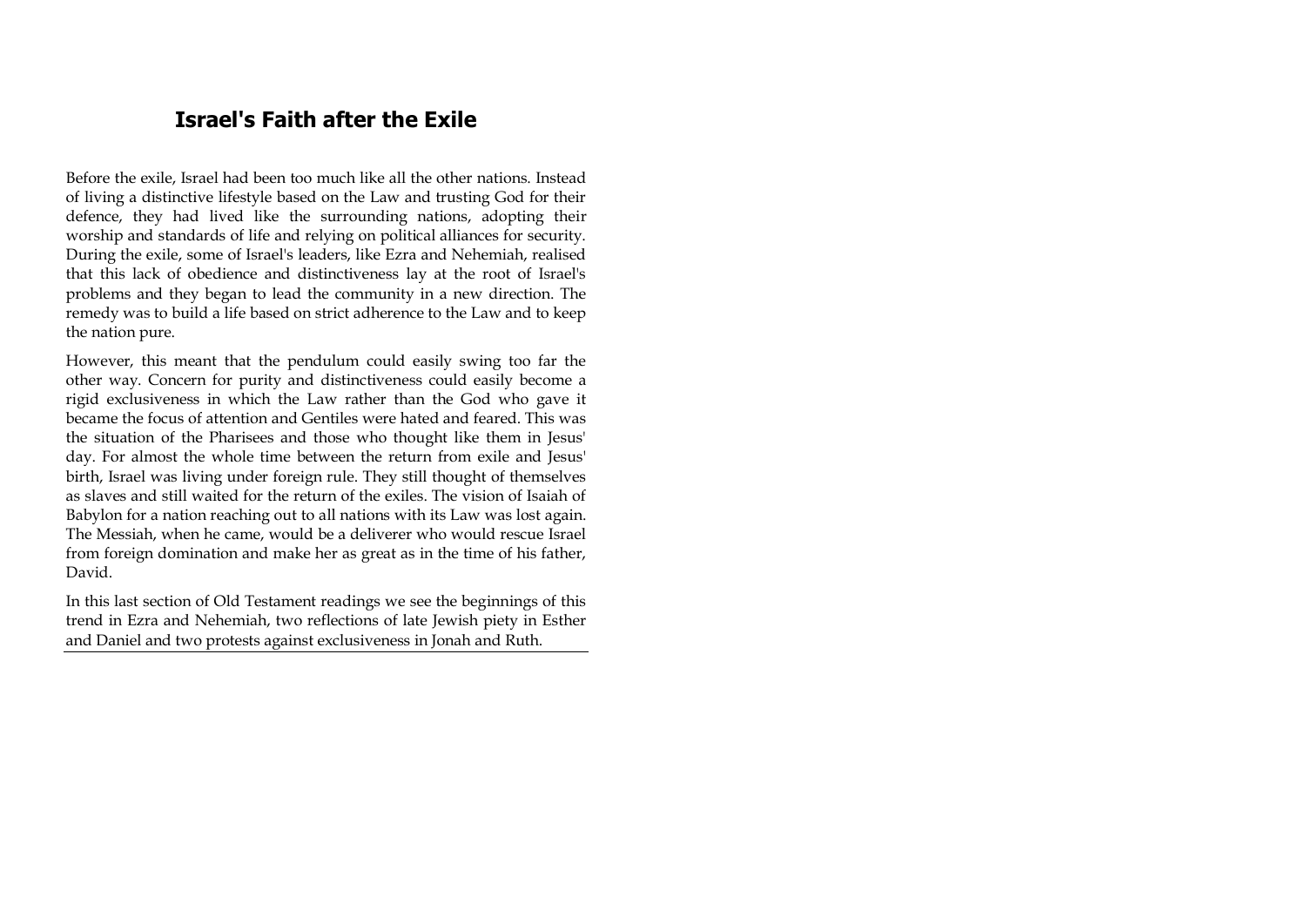# Israel's Faith after the Exile

Before the exile, Israel had been too much like all the other nations. Instead of living a distinctive lifestyle based on the Law and trusting God for their defence, they had lived like the surrounding nations, adopting their worship and standards of life and relying on political alliances for security. During the exile, some of Israel's leaders, like Ezra and Nehemiah, realised that this lack of obedience and distinctiveness lay at the root of Israel's problems and they began to lead the community in a new direction. The remedy was to build a life based on strict adherence to the Law and to keep the nation pure.

However, this meant that the pendulum could easily swing too far the other way. Concern for purity and distinctiveness could easily become a rigid exclusiveness in which the Law rather than the God who gave it became the focus of attention and Gentiles were hated and feared. This was the situation of the Pharisees and those who thought like them in Jesus' day. For almost the whole time between the return from exile and Jesus' birth, Israel was living under foreign rule. They still thought of themselves as slaves and still waited for the return of the exiles. The vision of Isaiah of Babylon for a nation reaching out to all nations with its Law was lost again. The Messiah, when he came, would be a deliverer who would rescue Israel from foreign domination and make her as great as in the time of his father, David.

In this last section of Old Testament readings we see the beginnings of this trend in Ezra and Nehemiah, two reflections of late Jewish piety in Esther and Daniel and two protests against exclusiveness in Jonah and Ruth.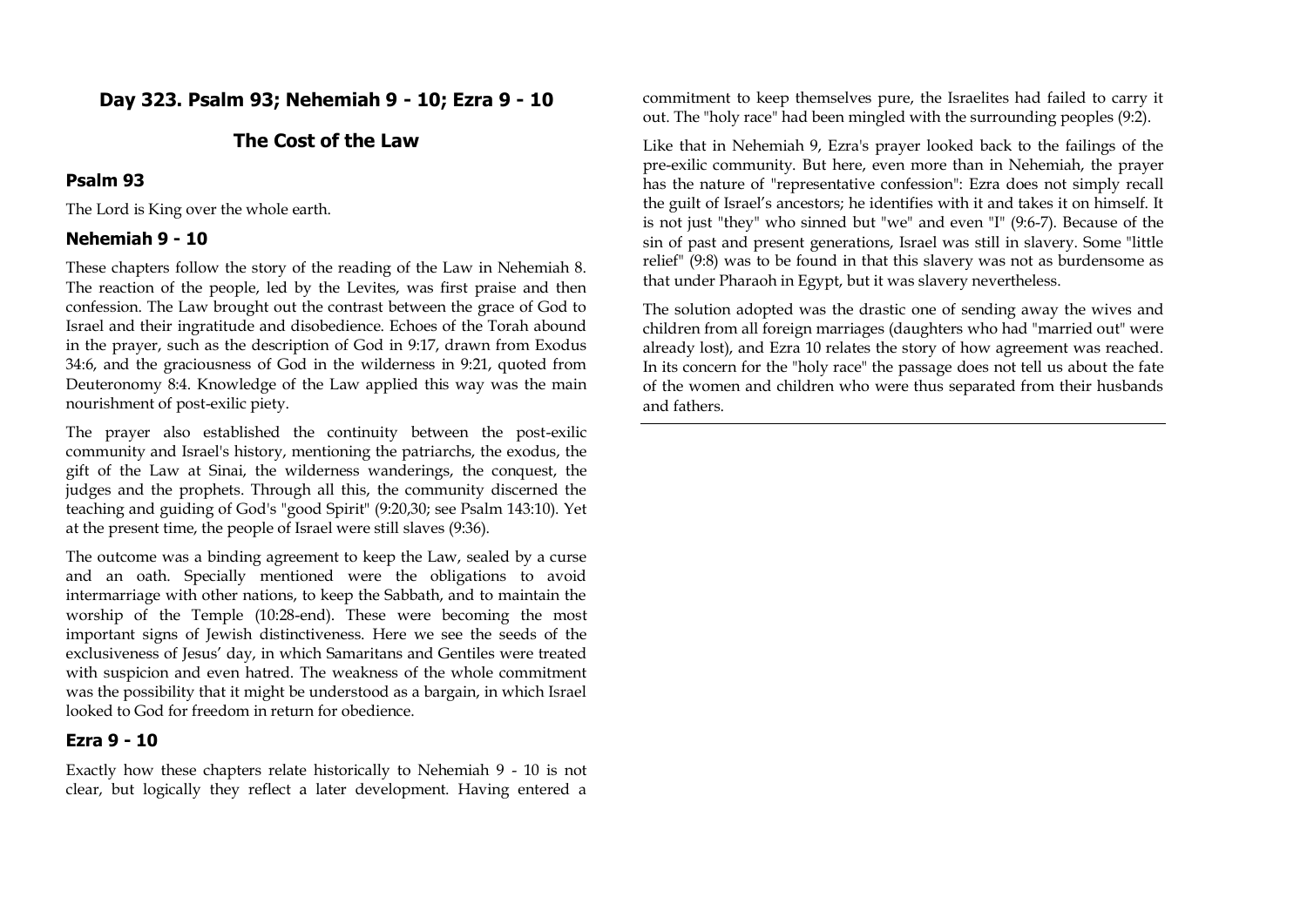## Day 323. Psalm 93; Nehemiah 9 - 10; Ezra 9 - 10

## The Cost of the Law

### Psalm 93

The Lord is King over the whole earth.

### Nehemiah 9 - 10

These chapters follow the story of the reading of the Law in Nehemiah 8. The reaction of the people, led by the Levites, was first praise and then confession. The Law brought out the contrast between the grace of God to Israel and their ingratitude and disobedience. Echoes of the Torah abound in the prayer, such as the description of God in 9:17, drawn from Exodus 34:6, and the graciousness of God in the wilderness in 9:21, quoted from Deuteronomy 8:4. Knowledge of the Law applied this way was the main nourishment of post-exilic piety.

The prayer also established the continuity between the post-exilic community and Israel's history, mentioning the patriarchs, the exodus, the gift of the Law at Sinai, the wilderness wanderings, the conquest, the judges and the prophets. Through all this, the community discerned the teaching and guiding of God's "good Spirit" (9:20,30; see Psalm 143:10). Yet at the present time, the people of Israel were still slaves (9:36).

The outcome was a binding agreement to keep the Law, sealed by a curse and an oath. Specially mentioned were the obligations to avoid intermarriage with other nations, to keep the Sabbath, and to maintain the worship of the Temple (10:28-end). These were becoming the most important signs of Jewish distinctiveness. Here we see the seeds of the exclusiveness of Jesus' day, in which Samaritans and Gentiles were treated with suspicion and even hatred. The weakness of the whole commitment was the possibility that it might be understood as a bargain, in which Israel looked to God for freedom in return for obedience.

### Ezra 9 - 10

Exactly how these chapters relate historically to Nehemiah 9 - 10 is not clear, but logically they reflect a later development. Having entered a commitment to keep themselves pure, the Israelites had failed to carry it out. The "holy race" had been mingled with the surrounding peoples (9:2).

Like that in Nehemiah 9, Ezra's prayer looked back to the failings of the pre-exilic community. But here, even more than in Nehemiah, the prayer has the nature of "representative confession": Ezra does not simply recall the guilt of Israel's ancestors; he identifies with it and takes it on himself. It is not just "they" who sinned but "we" and even "I" (9:6-7). Because of the sin of past and present generations, Israel was still in slavery. Some "little relief" (9:8) was to be found in that this slavery was not as burdensome as that under Pharaoh in Egypt, but it was slavery nevertheless.

The solution adopted was the drastic one of sending away the wives and children from all foreign marriages (daughters who had "married out" were already lost), and Ezra 10 relates the story of how agreement was reached. In its concern for the "holy race" the passage does not tell us about the fate of the women and children who were thus separated from their husbands and fathers.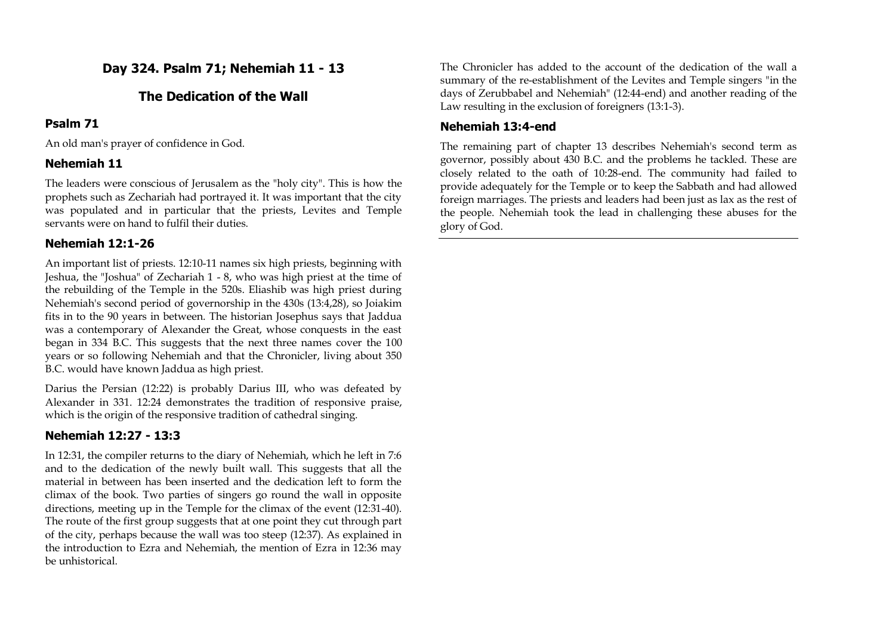## Day 324. Psalm 71; Nehemiah 11 - 13

## The Dedication of the Wall

### Psalm 71

An old man's prayer of confidence in God.

### Nehemiah 11

The leaders were conscious of Jerusalem as the "holy city". This is how the prophets such as Zechariah had portrayed it. It was important that the city was populated and in particular that the priests, Levites and Temple servants were on hand to fulfil their duties.

### Nehemiah 12:1-26

An important list of priests. 12:10-11 names six high priests, beginning with Jeshua, the "Joshua" of Zechariah 1 - 8, who was high priest at the time of the rebuilding of the Temple in the 520s. Eliashib was high priest during Nehemiah's second period of governorship in the 430s (13:4,28), so Joiakim fits in to the 90 years in between. The historian Josephus says that Jaddua was a contemporary of Alexander the Great, whose conquests in the east began in 334 B.C. This suggests that the next three names cover the 100 years or so following Nehemiah and that the Chronicler, living about 350 B.C. would have known Jaddua as high priest.

Darius the Persian (12:22) is probably Darius III, who was defeated by Alexander in 331. 12:24 demonstrates the tradition of responsive praise, which is the origin of the responsive tradition of cathedral singing.

### Nehemiah 12:27 - 13:3

In 12:31, the compiler returns to the diary of Nehemiah, which he left in 7:6 and to the dedication of the newly built wall. This suggests that all the material in between has been inserted and the dedication left to form the climax of the book. Two parties of singers go round the wall in opposite directions, meeting up in the Temple for the climax of the event (12:31-40). The route of the first group suggests that at one point they cut through part of the city, perhaps because the wall was too steep (12:37). As explained in the introduction to Ezra and Nehemiah, the mention of Ezra in 12:36 may be unhistorical.

The Chronicler has added to the account of the dedication of the wall a summary of the re-establishment of the Levites and Temple singers "in the days of Zerubbabel and Nehemiah" (12:44-end) and another reading of the Law resulting in the exclusion of foreigners (13:1-3).

### Nehemiah 13:4-end

The remaining part of chapter 13 describes Nehemiah's second term as governor, possibly about 430 B.C. and the problems he tackled. These are closely related to the oath of 10:28-end. The community had failed to provide adequately for the Temple or to keep the Sabbath and had allowed foreign marriages. The priests and leaders had been just as lax as the rest of the people. Nehemiah took the lead in challenging these abuses for the glory of God.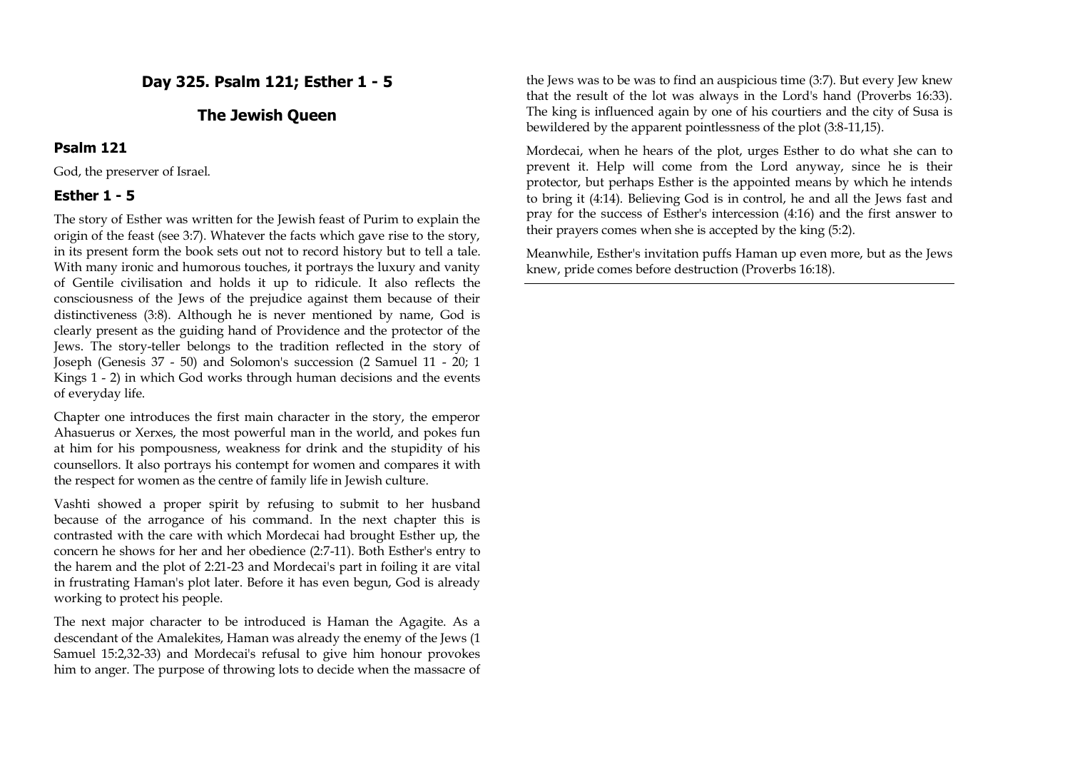## Day 325. Psalm 121; Esther 1 - 5

## The Jewish Queen

### Psalm 121

God, the preserver of Israel.

### Esther 1 - 5

The story of Esther was written for the Jewish feast of Purim to explain the origin of the feast (see 3:7). Whatever the facts which gave rise to the story, in its present form the book sets out not to record history but to tell a tale. With many ironic and humorous touches, it portrays the luxury and vanity of Gentile civilisation and holds it up to ridicule. It also reflects the consciousness of the Jews of the prejudice against them because of their distinctiveness (3:8). Although he is never mentioned by name, God is clearly present as the guiding hand of Providence and the protector of the Jews. The story-teller belongs to the tradition reflected in the story of Joseph (Genesis 37 - 50) and Solomon's succession (2 Samuel 11 - 20; 1 Kings 1 - 2) in which God works through human decisions and the events of everyday life.

Chapter one introduces the first main character in the story, the emperor Ahasuerus or Xerxes, the most powerful man in the world, and pokes fun at him for his pompousness, weakness for drink and the stupidity of his counsellors. It also portrays his contempt for women and compares it with the respect for women as the centre of family life in Jewish culture.

Vashti showed a proper spirit by refusing to submit to her husband because of the arrogance of his command. In the next chapter this is contrasted with the care with which Mordecai had brought Esther up, the concern he shows for her and her obedience (2:7-11). Both Esther's entry to the harem and the plot of 2:21-23 and Mordecai's part in foiling it are vital in frustrating Haman's plot later. Before it has even begun, God is already working to protect his people.

The next major character to be introduced is Haman the Agagite. As a descendant of the Amalekites, Haman was already the enemy of the Jews (1 Samuel 15:2,32-33) and Mordecai's refusal to give him honour provokes him to anger. The purpose of throwing lots to decide when the massacre of the Jews was to be was to find an auspicious time (3:7). But every Jew knew that the result of the lot was always in the Lord's hand (Proverbs 16:33). The king is influenced again by one of his courtiers and the city of Susa is bewildered by the apparent pointlessness of the plot (3:8-11,15).

Mordecai, when he hears of the plot, urges Esther to do what she can to prevent it. Help will come from the Lord anyway, since he is their protector, but perhaps Esther is the appointed means by which he intends to bring it (4:14). Believing God is in control, he and all the Jews fast and pray for the success of Esther's intercession (4:16) and the first answer to their prayers comes when she is accepted by the king (5:2).

Meanwhile, Esther's invitation puffs Haman up even more, but as the Jews knew, pride comes before destruction (Proverbs 16:18).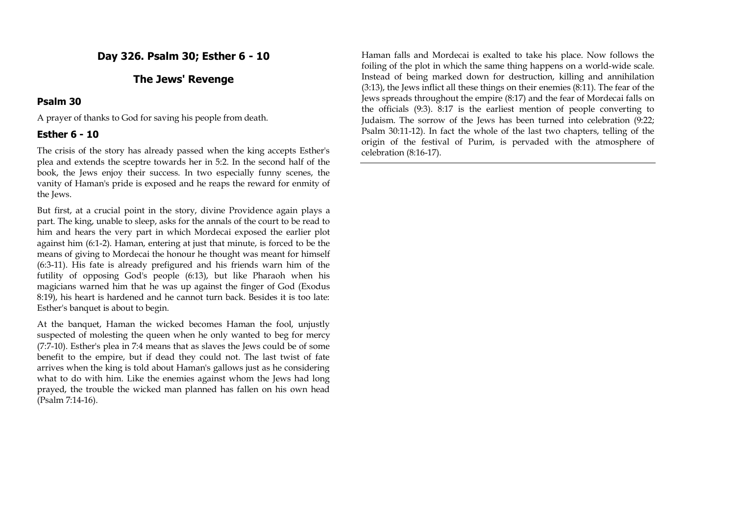## Day 326. Psalm 30; Esther 6 - 10

## The Jews' Revenge

### Psalm 30

A prayer of thanks to God for saving his people from death.

### Esther 6 - 10

The crisis of the story has already passed when the king accepts Esther's plea and extends the sceptre towards her in 5:2. In the second half of the book, the Jews enjoy their success. In two especially funny scenes, the vanity of Haman's pride is exposed and he reaps the reward for enmity of the Jews.

But first, at a crucial point in the story, divine Providence again plays a part. The king, unable to sleep, asks for the annals of the court to be read to him and hears the very part in which Mordecai exposed the earlier plot against him (6:1-2). Haman, entering at just that minute, is forced to be the means of giving to Mordecai the honour he thought was meant for himself (6:3-11). His fate is already prefigured and his friends warn him of the futility of opposing God's people (6:13), but like Pharaoh when his magicians warned him that he was up against the finger of God (Exodus 8:19), his heart is hardened and he cannot turn back. Besides it is too late: Esther's banquet is about to begin.

At the banquet, Haman the wicked becomes Haman the fool, unjustly suspected of molesting the queen when he only wanted to beg for mercy (7:7-10). Esther's plea in 7:4 means that as slaves the Jews could be of some benefit to the empire, but if dead they could not. The last twist of fate arrives when the king is told about Haman's gallows just as he considering what to do with him. Like the enemies against whom the Jews had long prayed, the trouble the wicked man planned has fallen on his own head (Psalm 7:14-16).

Haman falls and Mordecai is exalted to take his place. Now follows the foiling of the plot in which the same thing happens on a world-wide scale. Instead of being marked down for destruction, killing and annihilation (3:13), the Jews inflict all these things on their enemies (8:11). The fear of the Jews spreads throughout the empire (8:17) and the fear of Mordecai falls on the officials (9:3). 8:17 is the earliest mention of people converting to Judaism. The sorrow of the Jews has been turned into celebration (9:22; Psalm 30:11-12). In fact the whole of the last two chapters, telling of the origin of the festival of Purim, is pervaded with the atmosphere of celebration (8:16-17).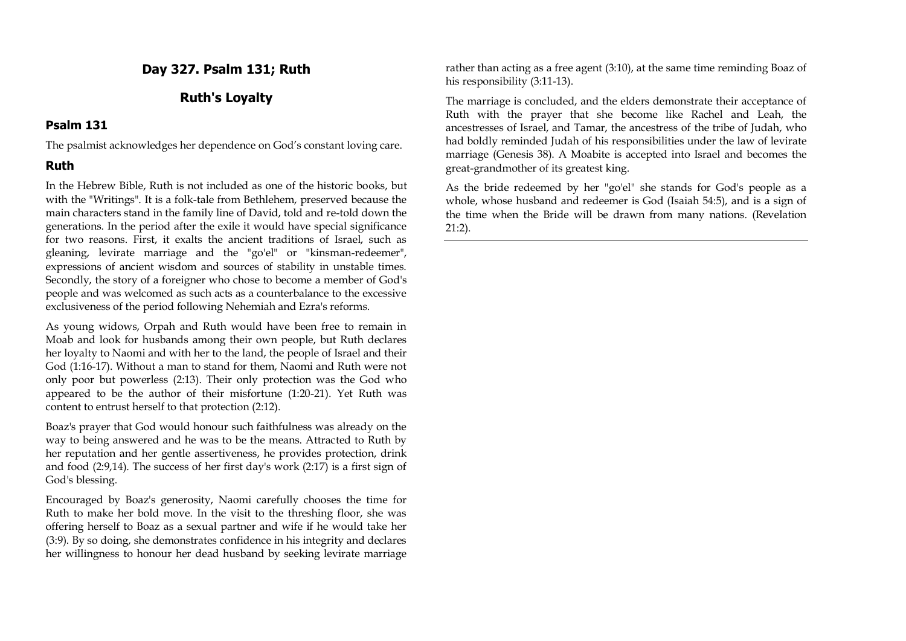# Day 327. Psalm 131; Ruth

## Ruth's Loyalty

### Psalm 131

The psalmist acknowledges her dependence on God's constant loving care.

### Ruth

In the Hebrew Bible, Ruth is not included as one of the historic books, but with the "Writings". It is a folk-tale from Bethlehem, preserved because the main characters stand in the family line of David, told and re-told down the generations. In the period after the exile it would have special significance for two reasons. First, it exalts the ancient traditions of Israel, such as gleaning, levirate marriage and the "go'el" or "kinsman-redeemer", expressions of ancient wisdom and sources of stability in unstable times. Secondly, the story of a foreigner who chose to become a member of God's people and was welcomed as such acts as a counterbalance to the excessive exclusiveness of the period following Nehemiah and Ezra's reforms.

As young widows, Orpah and Ruth would have been free to remain in Moab and look for husbands among their own people, but Ruth declares her loyalty to Naomi and with her to the land, the people of Israel and their God (1:16-17). Without a man to stand for them, Naomi and Ruth were not only poor but powerless (2:13). Their only protection was the God who appeared to be the author of their misfortune (1:20-21). Yet Ruth was content to entrust herself to that protection (2:12).

Boaz's prayer that God would honour such faithfulness was already on the way to being answered and he was to be the means. Attracted to Ruth by her reputation and her gentle assertiveness, he provides protection, drink and food (2:9,14). The success of her first day's work (2:17) is a first sign of God's blessing.

Encouraged by Boaz's generosity, Naomi carefully chooses the time for Ruth to make her bold move. In the visit to the threshing floor, she was offering herself to Boaz as a sexual partner and wife if he would take her (3:9). By so doing, she demonstrates confidence in his integrity and declares her willingness to honour her dead husband by seeking levirate marriage rather than acting as a free agent (3:10), at the same time reminding Boaz of his responsibility (3:11-13).

The marriage is concluded, and the elders demonstrate their acceptance of Ruth with the prayer that she become like Rachel and Leah, the ancestresses of Israel, and Tamar, the ancestress of the tribe of Judah, who had boldly reminded Judah of his responsibilities under the law of levirate marriage (Genesis 38). A Moabite is accepted into Israel and becomes the great-grandmother of its greatest king.

As the bride redeemed by her "go'el" she stands for God's people as a whole, whose husband and redeemer is God (Isaiah 54:5), and is a sign of the time when the Bride will be drawn from many nations. (Revelation 21:2).

---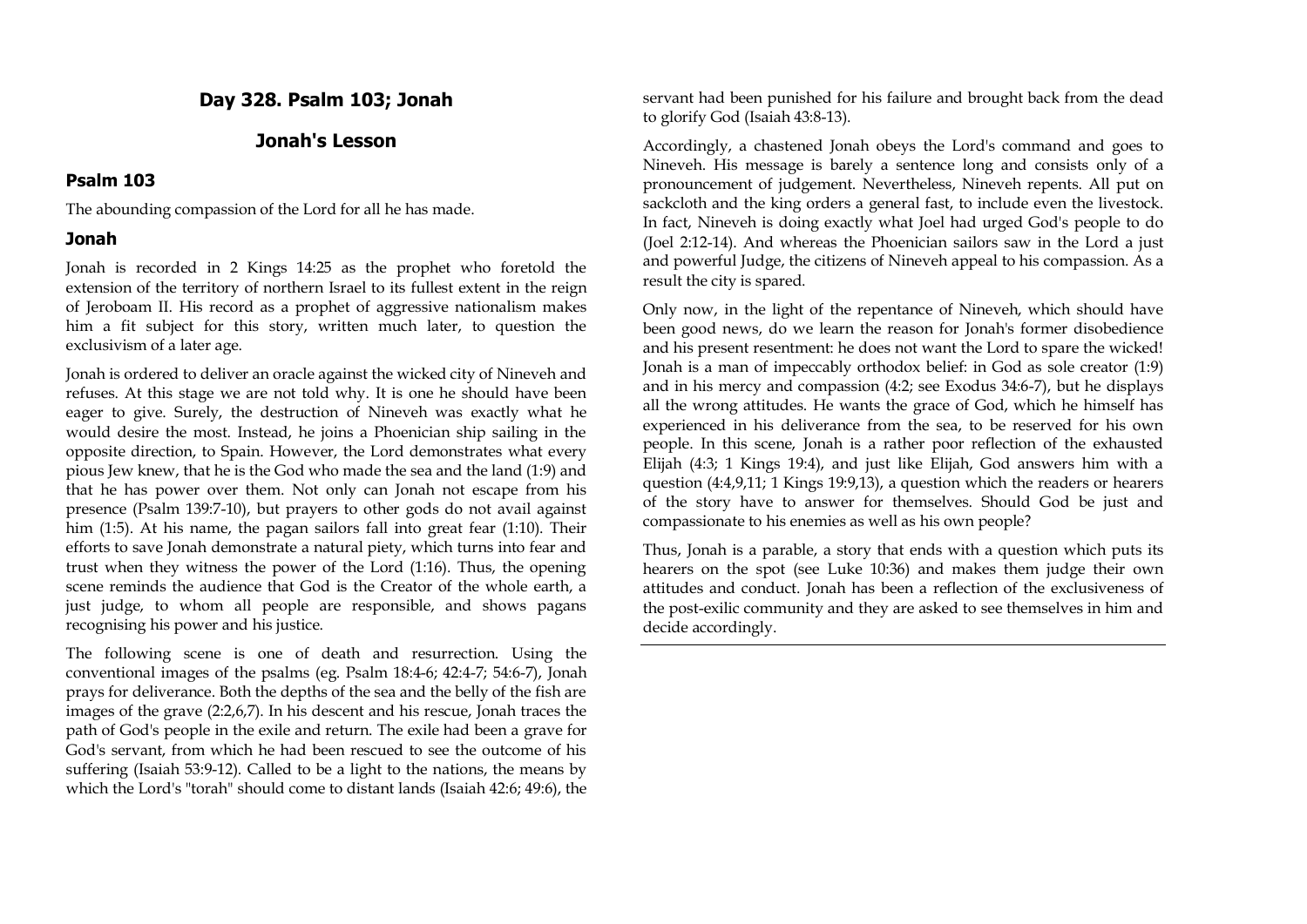## Day 328. Psalm 103; Jonah

## Jonah's Lesson

### Psalm 103

The abounding compassion of the Lord for all he has made.

### Jonah

Jonah is recorded in 2 Kings 14:25 as the prophet who foretold the extension of the territory of northern Israel to its fullest extent in the reign of Jeroboam II. His record as a prophet of aggressive nationalism makes him a fit subject for this story, written much later, to question the exclusivism of a later age.

Jonah is ordered to deliver an oracle against the wicked city of Nineveh and refuses. At this stage we are not told why. It is one he should have been eager to give. Surely, the destruction of Nineveh was exactly what he would desire the most. Instead, he joins a Phoenician ship sailing in the opposite direction, to Spain. However, the Lord demonstrates what every pious Jew knew, that he is the God who made the sea and the land (1:9) and that he has power over them. Not only can Jonah not escape from his presence (Psalm 139:7-10), but prayers to other gods do not avail against him (1:5). At his name, the pagan sailors fall into great fear (1:10). Their efforts to save Jonah demonstrate a natural piety, which turns into fear and trust when they witness the power of the Lord (1:16). Thus, the opening scene reminds the audience that God is the Creator of the whole earth, a just judge, to whom all people are responsible, and shows pagans recognising his power and his justice.

The following scene is one of death and resurrection. Using the conventional images of the psalms (eg. Psalm 18:4-6; 42:4-7; 54:6-7), Jonah prays for deliverance. Both the depths of the sea and the belly of the fish are images of the grave (2:2,6,7). In his descent and his rescue, Jonah traces the path of God's people in the exile and return. The exile had been a grave for God's servant, from which he had been rescued to see the outcome of his suffering (Isaiah 53:9-12). Called to be a light to the nations, the means by which the Lord's "torah" should come to distant lands (Isaiah 42:6; 49:6), the servant had been punished for his failure and brought back from the dead to glorify God (Isaiah 43:8-13).

Accordingly, a chastened Jonah obeys the Lord's command and goes to Nineveh. His message is barely a sentence long and consists only of a pronouncement of judgement. Nevertheless, Nineveh repents. All put on sackcloth and the king orders a general fast, to include even the livestock. In fact, Nineveh is doing exactly what Joel had urged God's people to do (Joel 2:12-14). And whereas the Phoenician sailors saw in the Lord a just and powerful Judge, the citizens of Nineveh appeal to his compassion. As a result the city is spared.

Only now, in the light of the repentance of Nineveh, which should have been good news, do we learn the reason for Jonah's former disobedience and his present resentment: he does not want the Lord to spare the wicked! Jonah is a man of impeccably orthodox belief: in God as sole creator (1:9) and in his mercy and compassion (4:2; see Exodus 34:6-7), but he displays all the wrong attitudes. He wants the grace of God, which he himself has experienced in his deliverance from the sea, to be reserved for his own people. In this scene, Jonah is a rather poor reflection of the exhausted Elijah (4:3; 1 Kings 19:4), and just like Elijah, God answers him with a question (4:4,9,11; 1 Kings 19:9,13), a question which the readers or hearers of the story have to answer for themselves. Should God be just and compassionate to his enemies as well as his own people?

Thus, Jonah is a parable, a story that ends with a question which puts its hearers on the spot (see Luke 10:36) and makes them judge their own attitudes and conduct. Jonah has been a reflection of the exclusiveness of the post-exilic community and they are asked to see themselves in him and decide accordingly.

---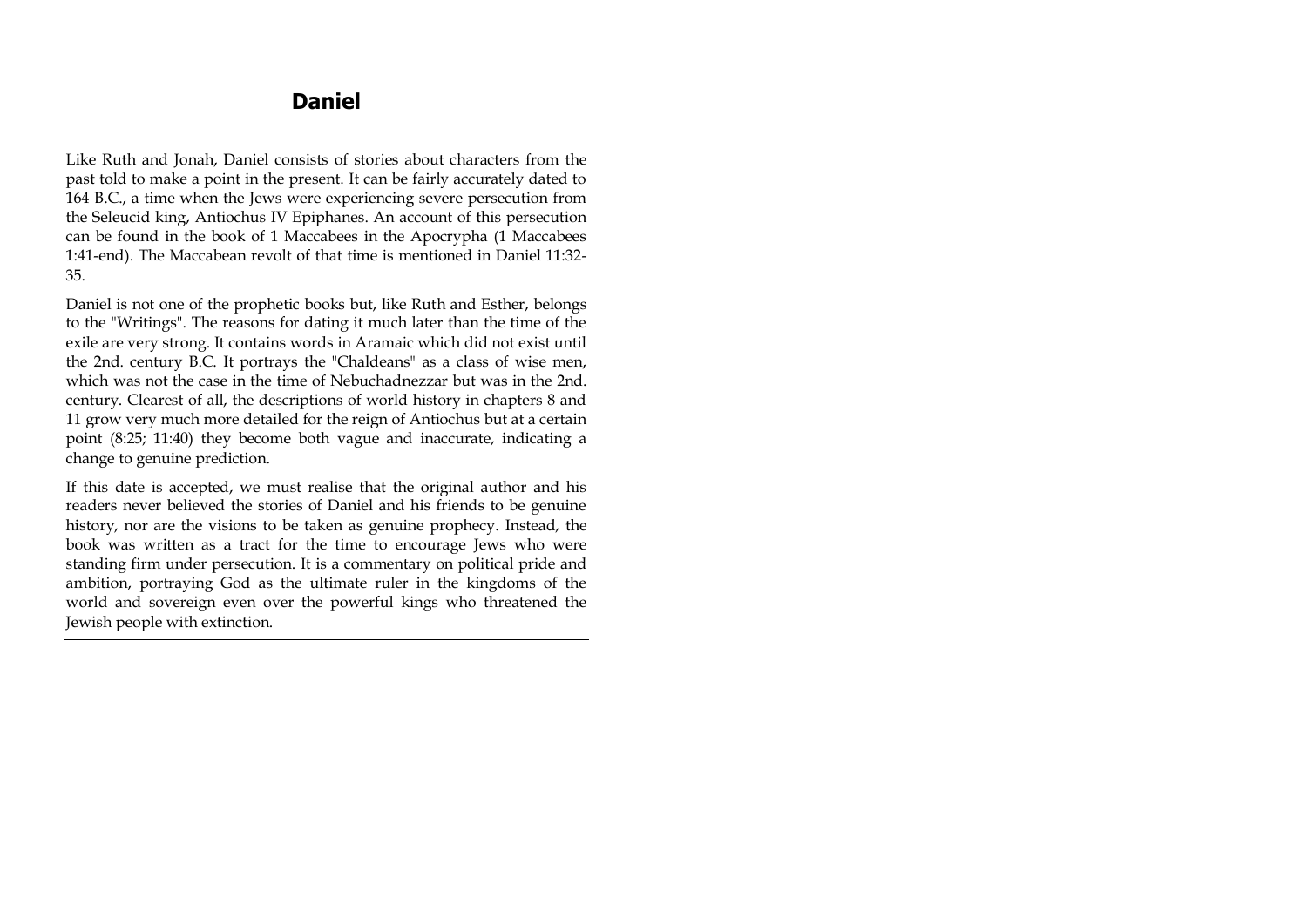# Daniel

Like Ruth and Jonah, Daniel consists of stories about characters from the past told to make a point in the present. It can be fairly accurately dated to 164 B.C., a time when the Jews were experiencing severe persecution from the Seleucid king, Antiochus IV Epiphanes. An account of this persecution can be found in the book of 1 Maccabees in the Apocrypha (1 Maccabees 1:41-end). The Maccabean revolt of that time is mentioned in Daniel 11:32-35.

Daniel is not one of the prophetic books but, like Ruth and Esther, belongs to the "Writings". The reasons for dating it much later than the time of the exile are very strong. It contains words in Aramaic which did not exist until the 2nd. century B.C. It portrays the "Chaldeans" as a class of wise men, which was not the case in the time of Nebuchadnezzar but was in the 2nd. century. Clearest of all, the descriptions of world history in chapters 8 and 11 grow very much more detailed for the reign of Antiochus but at a certain point (8:25; 11:40) they become both vague and inaccurate, indicating a change to genuine prediction.

If this date is accepted, we must realise that the original author and his readers never believed the stories of Daniel and his friends to be genuine history, nor are the visions to be taken as genuine prophecy. Instead, the book was written as a tract for the time to encourage Jews who were standing firm under persecution. It is a commentary on political pride and ambition, portraying God as the ultimate ruler in the kingdoms of the world and sovereign even over the powerful kings who threatened the Jewish people with extinction.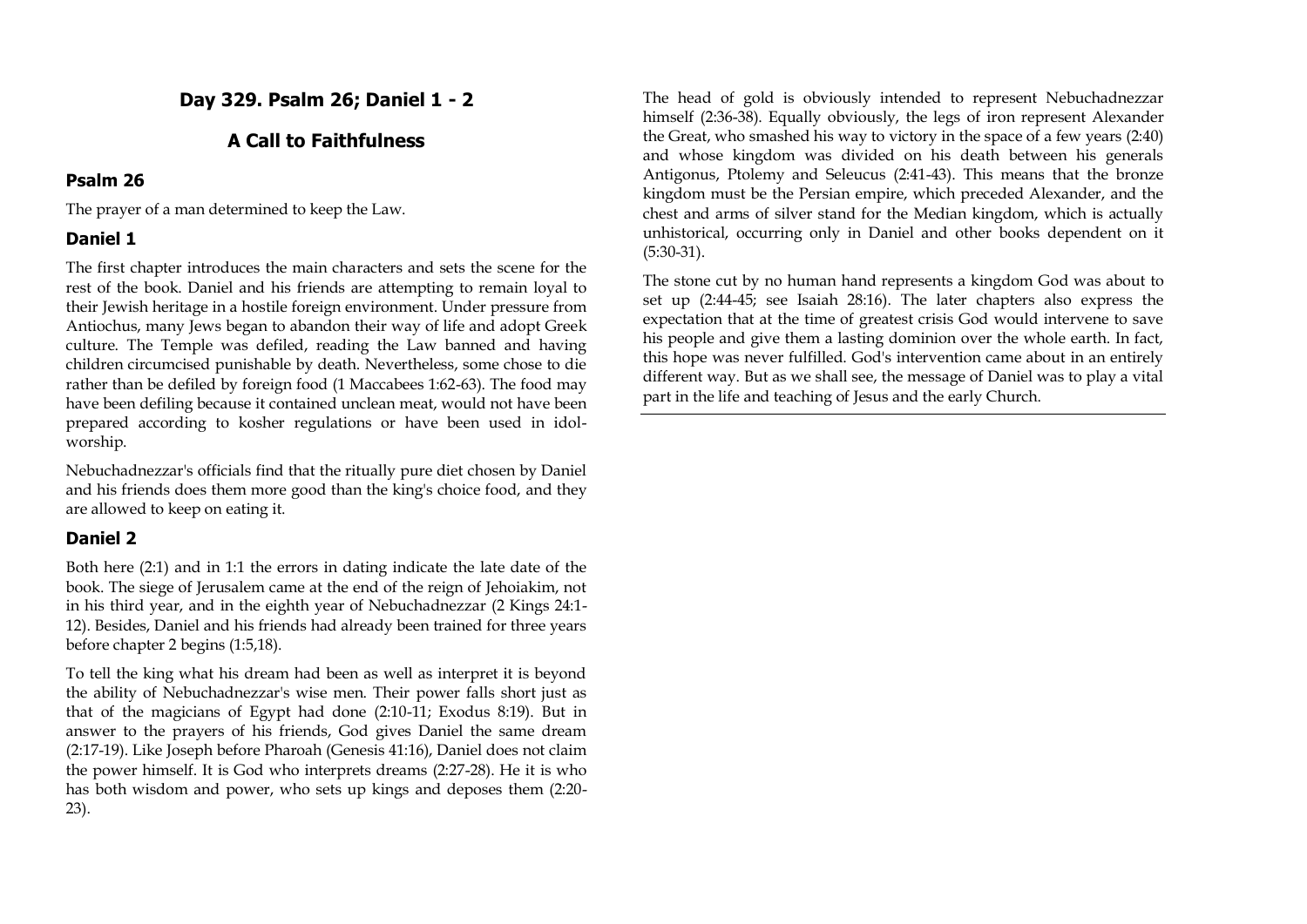## Day 329. Psalm 26; Daniel 1 - 2

## A Call to Faithfulness

### Psalm 26

The prayer of a man determined to keep the Law.

### Daniel 1

The first chapter introduces the main characters and sets the scene for the rest of the book. Daniel and his friends are attempting to remain loyal to their Jewish heritage in a hostile foreign environment. Under pressure from Antiochus, many Jews began to abandon their way of life and adopt Greek culture. The Temple was defiled, reading the Law banned and having children circumcised punishable by death. Nevertheless, some chose to die rather than be defiled by foreign food (1 Maccabees 1:62-63). The food may have been defiling because it contained unclean meat, would not have been prepared according to kosher regulations or have been used in idol-worship.

Nebuchadnezzar's officials find that the ritually pure diet chosen by Daniel and his friends does them more good than the king's choice food, and they are allowed to keep on eating it.

### Daniel 2

Both here (2:1) and in 1:1 the errors in dating indicate the late date of the book. The siege of Jerusalem came at the end of the reign of Jehoiakim, not in his third year, and in the eighth year of Nebuchadnezzar (2 Kings 24:1-12). Besides, Daniel and his friends had already been trained for three years before chapter 2 begins (1:5,18).

To tell the king what his dream had been as well as interpret it is beyond the ability of Nebuchadnezzar's wise men. Their power falls short just as that of the magicians of Egypt had done (2:10-11; Exodus 8:19). But in answer to the prayers of his friends, God gives Daniel the same dream (2:17-19). Like Joseph before Pharoah (Genesis 41:16), Daniel does not claim the power himself. It is God who interprets dreams (2:27-28). He it is who has both wisdom and power, who sets up kings and deposes them (2:20-23).

The head of gold is obviously intended to represent Nebuchadnezzar himself (2:36-38). Equally obviously, the legs of iron represent Alexander the Great, who smashed his way to victory in the space of a few years (2:40) and whose kingdom was divided on his death between his generals Antigonus, Ptolemy and Seleucus (2:41-43). This means that the bronze kingdom must be the Persian empire, which preceded Alexander, and the chest and arms of silver stand for the Median kingdom, which is actually unhistorical, occurring only in Daniel and other books dependent on it (5:30-31).

The stone cut by no human hand represents a kingdom God was about to set up (2:44-45; see Isaiah 28:16). The later chapters also express the expectation that at the time of greatest crisis God would intervene to save his people and give them a lasting dominion over the whole earth. In fact, this hope was never fulfilled. God's intervention came about in an entirely different way. But as we shall see, the message of Daniel was to play a vital part in the life and teaching of Jesus and the early Church.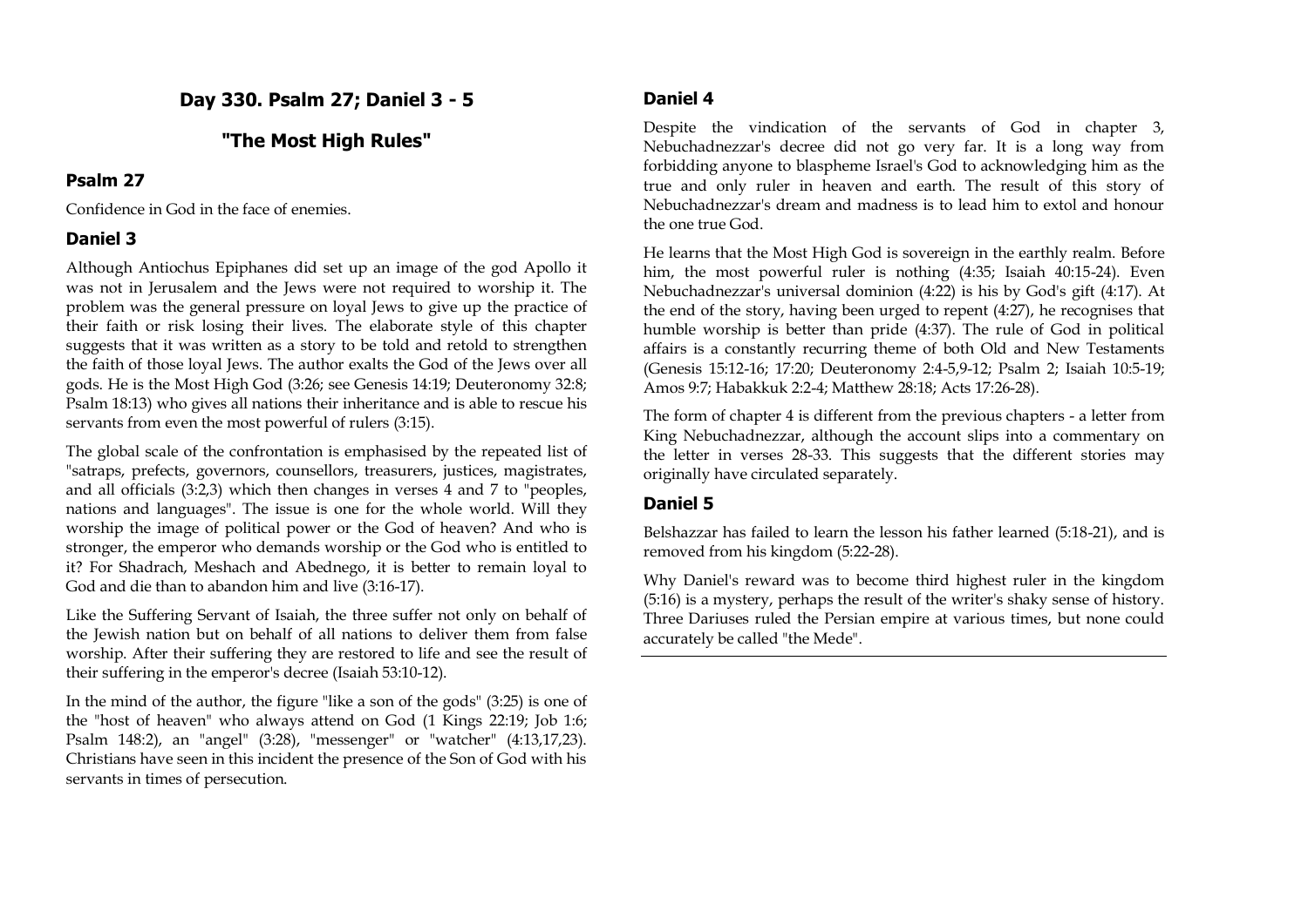# Day 330. Psalm 27; Daniel 3 - 5

## "The Most High Rules"

### Psalm 27

Confidence in God in the face of enemies.

### Daniel 3

Although Antiochus Epiphanes did set up an image of the god Apollo it was not in Jerusalem and the Jews were not required to worship it. The problem was the general pressure on loyal Jews to give up the practice of their faith or risk losing their lives. The elaborate style of this chapter suggests that it was written as a story to be told and retold to strengthen the faith of those loyal Jews. The author exalts the God of the Jews over all gods. He is the Most High God (3:26; see Genesis 14:19; Deuteronomy 32:8; Psalm 18:13) who gives all nations their inheritance and is able to rescue his servants from even the most powerful of rulers (3:15).

The global scale of the confrontation is emphasised by the repeated list of "satraps, prefects, governors, counsellors, treasurers, justices, magistrates, and all officials (3:2,3) which then changes in verses 4 and 7 to "peoples, nations and languages". The issue is one for the whole world. Will they worship the image of political power or the God of heaven? And who is stronger, the emperor who demands worship or the God who is entitled to it? For Shadrach, Meshach and Abednego, it is better to remain loyal to God and die than to abandon him and live (3:16-17).

Like the Suffering Servant of Isaiah, the three suffer not only on behalf of the Jewish nation but on behalf of all nations to deliver them from false worship. After their suffering they are restored to life and see the result of their suffering in the emperor's decree (Isaiah 53:10-12).

In the mind of the author, the figure "like a son of the gods" (3:25) is one of the "host of heaven" who always attend on God (1 Kings 22:19; Job 1:6; Psalm 148:2), an "angel" (3:28), "messenger" or "watcher" (4:13,17,23). Christians have seen in this incident the presence of the Son of God with his servants in times of persecution.

### Daniel 4

Despite the vindication of the servants of God in chapter 3, Nebuchadnezzar's decree did not go very far. It is a long way from forbidding anyone to blaspheme Israel's God to acknowledging him as the true and only ruler in heaven and earth. The result of this story of Nebuchadnezzar's dream and madness is to lead him to extol and honour the one true God.

He learns that the Most High God is sovereign in the earthly realm. Before him, the most powerful ruler is nothing (4:35; Isaiah 40:15-24). Even Nebuchadnezzar's universal dominion (4:22) is his by God's gift (4:17). At the end of the story, having been urged to repent (4:27), he recognises that humble worship is better than pride (4:37). The rule of God in political affairs is a constantly recurring theme of both Old and New Testaments (Genesis 15:12-16; 17:20; Deuteronomy 2:4-5,9-12; Psalm 2; Isaiah 10:5-19; Amos 9:7; Habakkuk 2:2-4; Matthew 28:18; Acts 17:26-28).

The form of chapter 4 is different from the previous chapters - a letter from King Nebuchadnezzar, although the account slips into a commentary on the letter in verses 28-33. This suggests that the different stories may originally have circulated separately.

### Daniel 5

Belshazzar has failed to learn the lesson his father learned (5:18-21), and is removed from his kingdom (5:22-28).

Why Daniel's reward was to become third highest ruler in the kingdom (5:16) is a mystery, perhaps the result of the writer's shaky sense of history. Three Dariuses ruled the Persian empire at various times, but none could accurately be called "the Mede".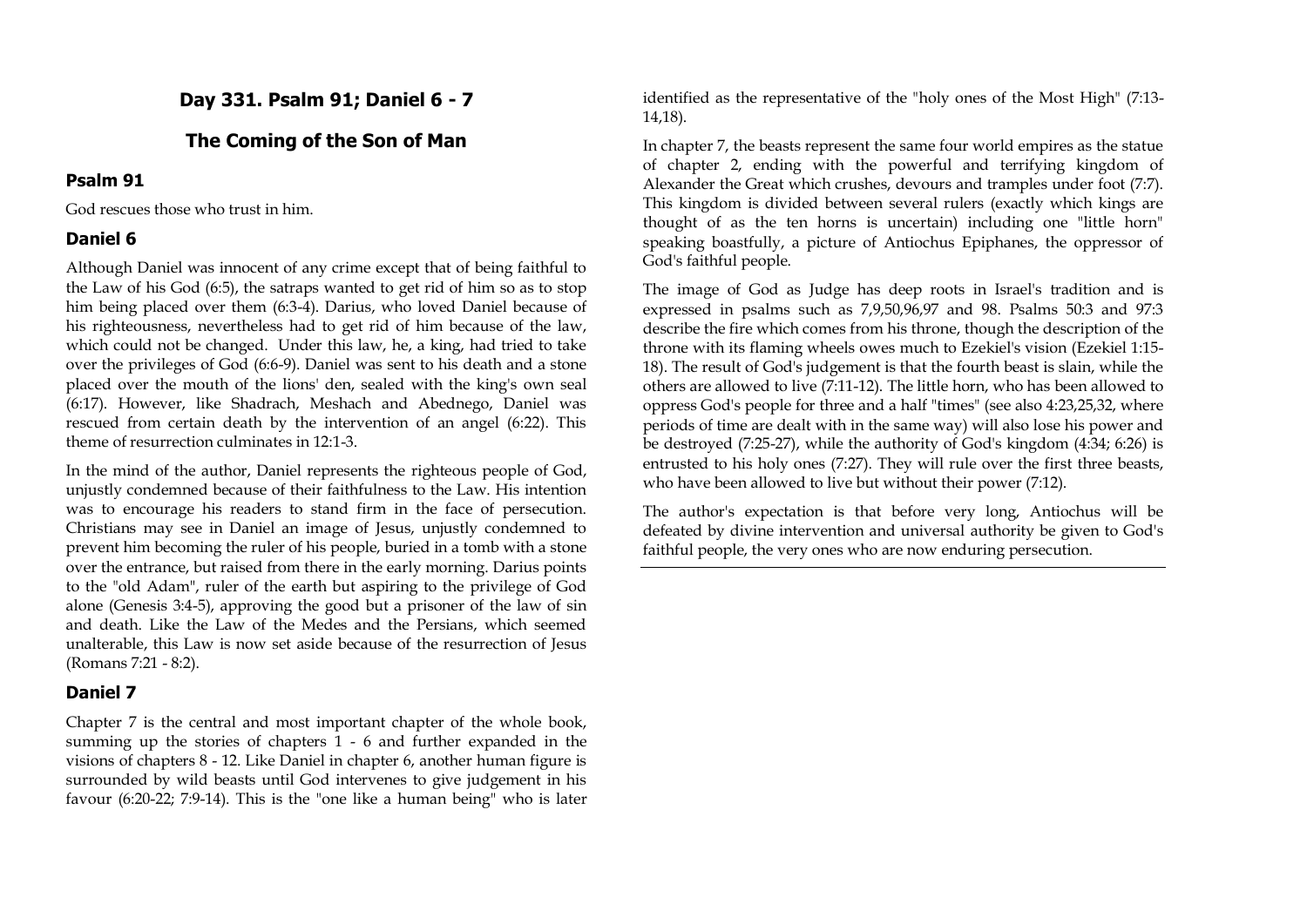## Day 331. Psalm 91; Daniel 6 - 7

## The Coming of the Son of Man

### Psalm 91

God rescues those who trust in him.

### Daniel 6

Although Daniel was innocent of any crime except that of being faithful to the Law of his God (6:5), the satraps wanted to get rid of him so as to stop him being placed over them (6:3-4). Darius, who loved Daniel because of his righteousness, nevertheless had to get rid of him because of the law, which could not be changed. Under this law, he, a king, had tried to take over the privileges of God (6:6-9). Daniel was sent to his death and a stone placed over the mouth of the lions' den, sealed with the king's own seal (6:17). However, like Shadrach, Meshach and Abednego, Daniel was rescued from certain death by the intervention of an angel (6:22). This theme of resurrection culminates in 12:1-3.

In the mind of the author, Daniel represents the righteous people of God, unjustly condemned because of their faithfulness to the Law. His intention was to encourage his readers to stand firm in the face of persecution. Christians may see in Daniel an image of Jesus, unjustly condemned to prevent him becoming the ruler of his people, buried in a tomb with a stone over the entrance, but raised from there in the early morning. Darius points to the "old Adam", ruler of the earth but aspiring to the privilege of God alone (Genesis 3:4-5), approving the good but a prisoner of the law of sin and death. Like the Law of the Medes and the Persians, which seemed unalterable, this Law is now set aside because of the resurrection of Jesus (Romans 7:21 - 8:2).

### Daniel 7

Chapter 7 is the central and most important chapter of the whole book, summing up the stories of chapters 1 - 6 and further expanded in the visions of chapters 8 - 12. Like Daniel in chapter 6, another human figure is surrounded by wild beasts until God intervenes to give judgement in his favour (6:20-22; 7:9-14). This is the "one like a human being" who is later identified as the representative of the "holy ones of the Most High" (7:13-14,18).

In chapter 7, the beasts represent the same four world empires as the statue of chapter 2, ending with the powerful and terrifying kingdom of Alexander the Great which crushes, devours and tramples under foot (7:7). This kingdom is divided between several rulers (exactly which kings are thought of as the ten horns is uncertain) including one "little horn" speaking boastfully, a picture of Antiochus Epiphanes, the oppressor of God's faithful people.

The image of God as Judge has deep roots in Israel's tradition and is expressed in psalms such as 7,9,50,96,97 and 98. Psalms 50:3 and 97:3 describe the fire which comes from his throne, though the description of the throne with its flaming wheels owes much to Ezekiel's vision (Ezekiel 1:15-18). The result of God's judgement is that the fourth beast is slain, while the others are allowed to live (7:11-12). The little horn, who has been allowed to oppress God's people for three and a half "times" (see also 4:23,25,32, where periods of time are dealt with in the same way) will also lose his power and be destroyed (7:25-27), while the authority of God's kingdom (4:34; 6:26) is entrusted to his holy ones (7:27). They will rule over the first three beasts, who have been allowed to live but without their power (7:12).

The author's expectation is that before very long, Antiochus will be defeated by divine intervention and universal authority be given to God's faithful people, the very ones who are now enduring persecution.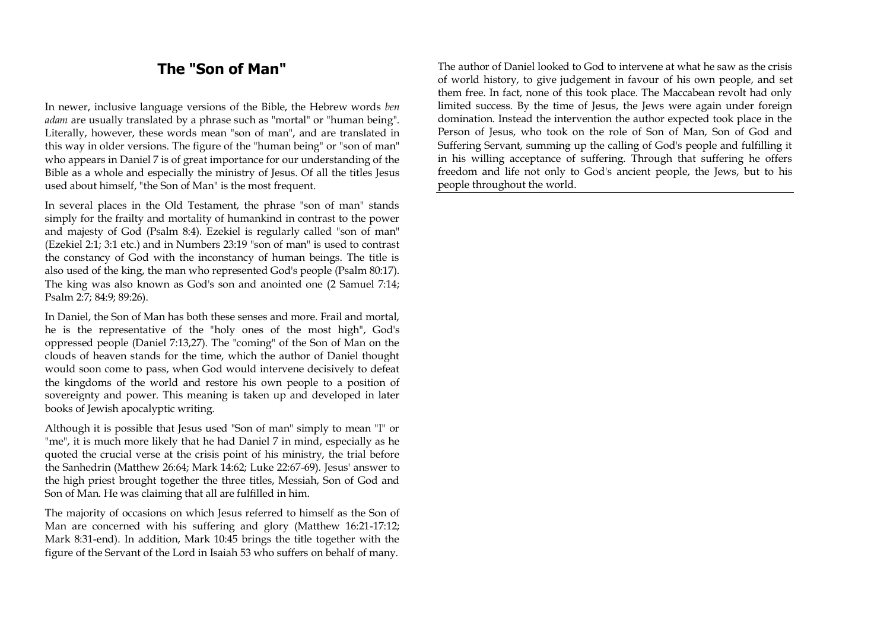## The "Son of Man"

In newer, inclusive language versions of the Bible, the Hebrew words *ben adam* are usually translated by a phrase such as "mortal" or "human being". Literally, however, these words mean "son of man", and are translated in this way in older versions. The figure of the "human being" or "son of man" who appears in Daniel 7 is of great importance for our understanding of the Bible as a whole and especially the ministry of Jesus. Of all the titles Jesus used about himself, "the Son of Man" is the most frequent.

In several places in the Old Testament, the phrase "son of man" stands simply for the frailty and mortality of humankind in contrast to the power and majesty of God (Psalm 8:4). Ezekiel is regularly called "son of man" (Ezekiel 2:1; 3:1 etc.) and in Numbers 23:19 "son of man" is used to contrast the constancy of God with the inconstancy of human beings. The title is also used of the king, the man who represented God's people (Psalm 80:17). The king was also known as God's son and anointed one (2 Samuel 7:14; Psalm 2:7; 84:9; 89:26).

In Daniel, the Son of Man has both these senses and more. Frail and mortal, he is the representative of the "holy ones of the most high", God's oppressed people (Daniel 7:13,27). The "coming" of the Son of Man on the clouds of heaven stands for the time, which the author of Daniel thought would soon come to pass, when God would intervene decisively to defeat the kingdoms of the world and restore his own people to a position of sovereignty and power. This meaning is taken up and developed in later books of Jewish apocalyptic writing.

Although it is possible that Jesus used "Son of man" simply to mean "I" or "me", it is much more likely that he had Daniel 7 in mind, especially as he quoted the crucial verse at the crisis point of his ministry, the trial before the Sanhedrin (Matthew 26:64; Mark 14:62; Luke 22:67-69). Jesus' answer to the high priest brought together the three titles, Messiah, Son of God and Son of Man. He was claiming that all are fulfilled in him.

The majority of occasions on which Jesus referred to himself as the Son of Man are concerned with his suffering and glory (Matthew 16:21-17:12; Mark 8:31-end). In addition, Mark 10:45 brings the title together with the figure of the Servant of the Lord in Isaiah 53 who suffers on behalf of many.

The author of Daniel looked to God to intervene at what he saw as the crisis of world history, to give judgement in favour of his own people, and set them free. In fact, none of this took place. The Maccabean revolt had only limited success. By the time of Jesus, the Jews were again under foreign domination. Instead the intervention the author expected took place in the Person of Jesus, who took on the role of Son of Man, Son of God and Suffering Servant, summing up the calling of God's people and fulfilling it in his willing acceptance of suffering. Through that suffering he offers freedom and life not only to God's ancient people, the Jews, but to his people throughout the world.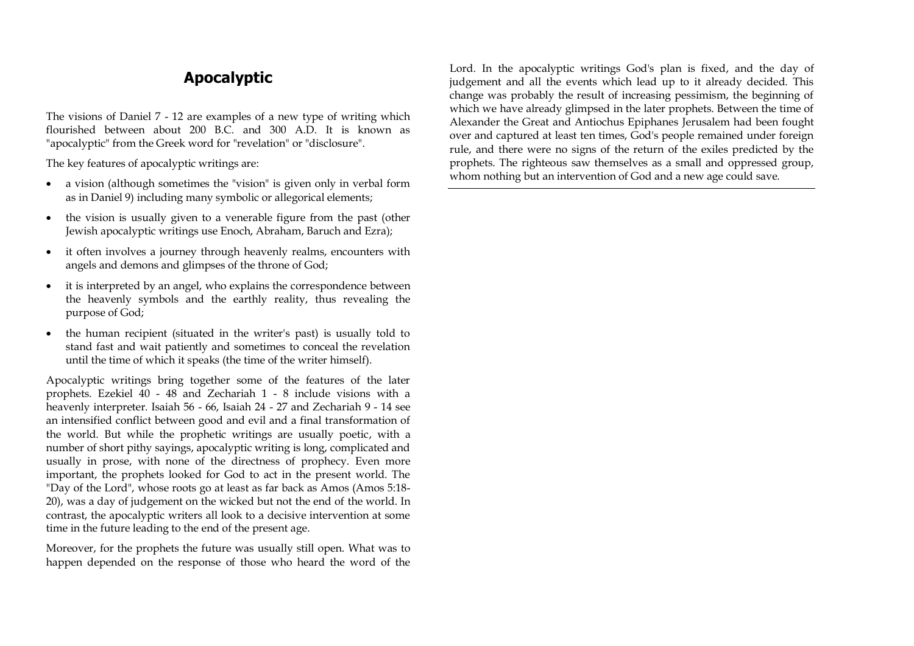## Apocalyptic

The visions of Daniel 7 - 12 are examples of a new type of writing which flourished between about 200 B.C. and 300 A.D. It is known as "apocalyptic" from the Greek word for "revelation" or "disclosure".

The key features of apocalyptic writings are:

- a vision (although sometimes the "vision" is given only in verbal form as in Daniel 9) including many symbolic or allegorical elements;
- the vision is usually given to a venerable figure from the past (other Jewish apocalyptic writings use Enoch, Abraham, Baruch and Ezra);
- it often involves a journey through heavenly realms, encounters with angels and demons and glimpses of the throne of God;
- it is interpreted by an angel, who explains the correspondence between the heavenly symbols and the earthly reality, thus revealing the purpose of God;
- the human recipient (situated in the writer's past) is usually told to stand fast and wait patiently and sometimes to conceal the revelation until the time of which it speaks (the time of the writer himself).

Apocalyptic writings bring together some of the features of the later prophets. Ezekiel 40 - 48 and Zechariah 1 - 8 include visions with a heavenly interpreter. Isaiah 56 - 66, Isaiah 24 - 27 and Zechariah 9 - 14 see an intensified conflict between good and evil and a final transformation of the world. But while the prophetic writings are usually poetic, with a number of short pithy sayings, apocalyptic writing is long, complicated and usually in prose, with none of the directness of prophecy. Even more important, the prophets looked for God to act in the present world. The "Day of the Lord", whose roots go at least as far back as Amos (Amos 5:18-20), was a day of judgement on the wicked but not the end of the world. In contrast, the apocalyptic writers all look to a decisive intervention at some time in the future leading to the end of the present age.

Moreover, for the prophets the future was usually still open. What was to happen depended on the response of those who heard the word of the Lord. In the apocalyptic writings God's plan is fixed, and the day of judgement and all the events which lead up to it already decided. This change was probably the result of increasing pessimism, the beginning of which we have already glimpsed in the later prophets. Between the time of Alexander the Great and Antiochus Epiphanes Jerusalem had been fought over and captured at least ten times, God's people remained under foreign rule, and there were no signs of the return of the exiles predicted by the prophets. The righteous saw themselves as a small and oppressed group, whom nothing but an intervention of God and a new age could save.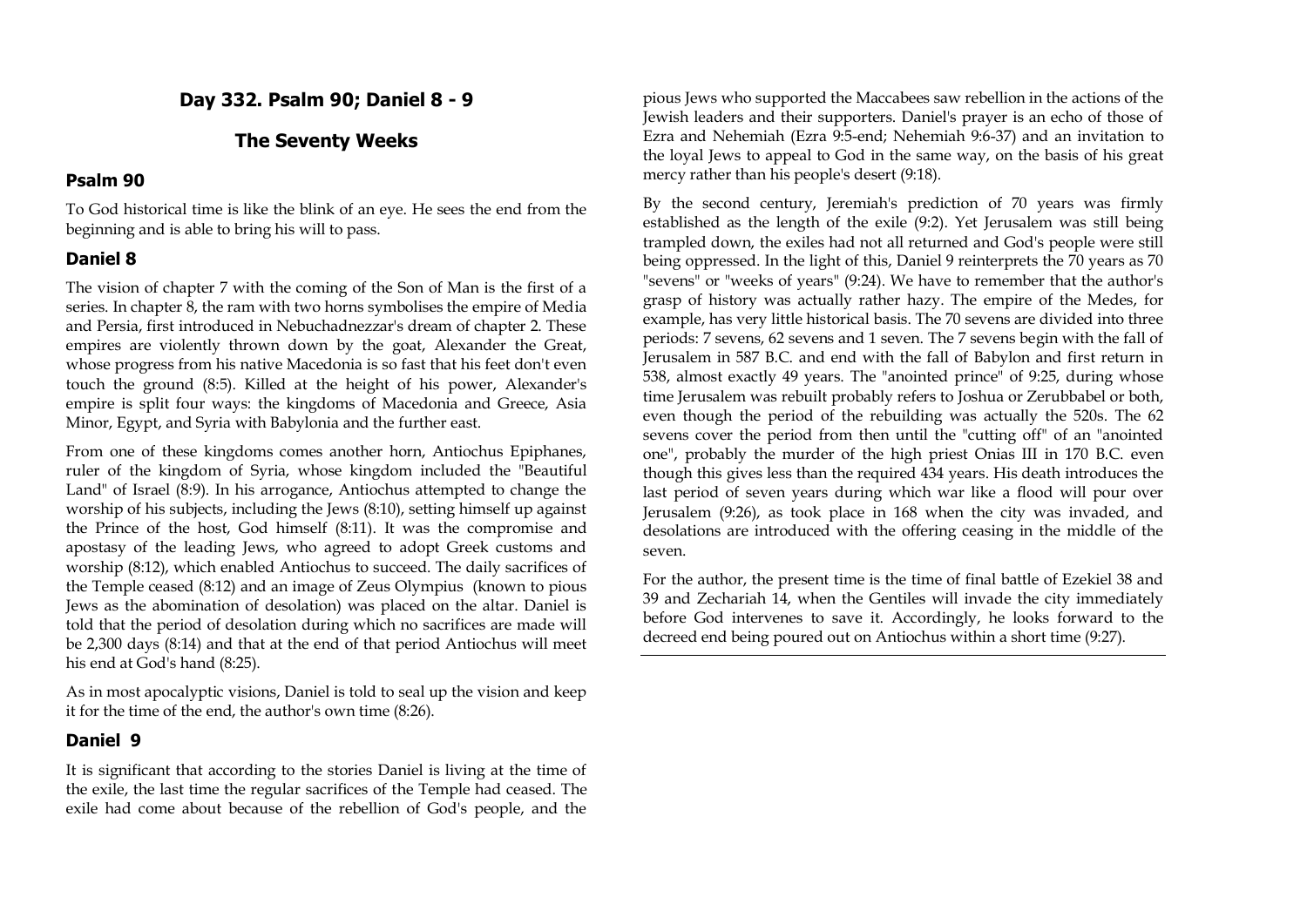## Day 332. Psalm 90; Daniel 8 - 9

## The Seventy Weeks

### Psalm 90

To God historical time is like the blink of an eye. He sees the end from the beginning and is able to bring his will to pass.

### Daniel 8

The vision of chapter 7 with the coming of the Son of Man is the first of a series. In chapter 8, the ram with two horns symbolises the empire of Media and Persia, first introduced in Nebuchadnezzar's dream of chapter 2. These empires are violently thrown down by the goat, Alexander the Great, whose progress from his native Macedonia is so fast that his feet don't even touch the ground (8:5). Killed at the height of his power, Alexander's empire is split four ways: the kingdoms of Macedonia and Greece, Asia Minor, Egypt, and Syria with Babylonia and the further east.

From one of these kingdoms comes another horn, Antiochus Epiphanes, ruler of the kingdom of Syria, whose kingdom included the "Beautiful Land" of Israel (8:9). In his arrogance, Antiochus attempted to change the worship of his subjects, including the Jews (8:10), setting himself up against the Prince of the host, God himself (8:11). It was the compromise and apostasy of the leading Jews, who agreed to adopt Greek customs and worship (8:12), which enabled Antiochus to succeed. The daily sacrifices of the Temple ceased (8:12) and an image of Zeus Olympius (known to pious Jews as the abomination of desolation) was placed on the altar. Daniel is told that the period of desolation during which no sacrifices are made will be 2,300 days (8:14) and that at the end of that period Antiochus will meet his end at God's hand (8:25).

As in most apocalyptic visions, Daniel is told to seal up the vision and keep it for the time of the end, the author's own time (8:26).

### Daniel 9

It is significant that according to the stories Daniel is living at the time of the exile, the last time the regular sacrifices of the Temple had ceased. The exile had come about because of the rebellion of God's people, and the pious Jews who supported the Maccabees saw rebellion in the actions of the Jewish leaders and their supporters. Daniel's prayer is an echo of those of Ezra and Nehemiah (Ezra 9:5-end; Nehemiah 9:6-37) and an invitation to the loyal Jews to appeal to God in the same way, on the basis of his great mercy rather than his people's desert (9:18).

By the second century, Jeremiah's prediction of 70 years was firmly established as the length of the exile (9:2). Yet Jerusalem was still being trampled down, the exiles had not all returned and God's people were still being oppressed. In the light of this, Daniel 9 reinterprets the 70 years as 70 "sevens" or "weeks of years" (9:24). We have to remember that the author's grasp of history was actually rather hazy. The empire of the Medes, for example, has very little historical basis. The 70 sevens are divided into three periods: 7 sevens, 62 sevens and 1 seven. The 7 sevens begin with the fall of Jerusalem in 587 B.C. and end with the fall of Babylon and first return in 538, almost exactly 49 years. The "anointed prince" of 9:25, during whose time Jerusalem was rebuilt probably refers to Joshua or Zerubbabel or both, even though the period of the rebuilding was actually the 520s. The 62 sevens cover the period from then until the "cutting off" of an "anointed one", probably the murder of the high priest Onias III in 170 B.C. even though this gives less than the required 434 years. His death introduces the last period of seven years during which war like a flood will pour over Jerusalem (9:26), as took place in 168 when the city was invaded, and desolations are introduced with the offering ceasing in the middle of the seven.

For the author, the present time is the time of final battle of Ezekiel 38 and 39 and Zechariah 14, when the Gentiles will invade the city immediately before God intervenes to save it. Accordingly, he looks forward to the decreed end being poured out on Antiochus within a short time (9:27).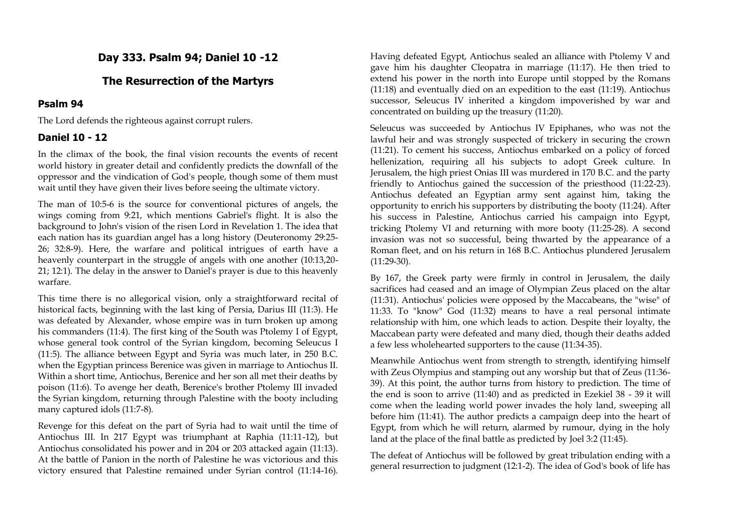## Day 333. Psalm 94; Daniel 10 -12

## The Resurrection of the Martyrs

### Psalm 94

The Lord defends the righteous against corrupt rulers.

### Daniel 10 - 12

In the climax of the book, the final vision recounts the events of recent world history in greater detail and confidently predicts the downfall of the oppressor and the vindication of God's people, though some of them must wait until they have given their lives before seeing the ultimate victory.

The man of 10:5-6 is the source for conventional pictures of angels, the wings coming from 9:21, which mentions Gabriel's flight. It is also the background to John's vision of the risen Lord in Revelation 1. The idea that each nation has its guardian angel has a long history (Deuteronomy 29:25-26; 32:8-9). Here, the warfare and political intrigues of earth have a heavenly counterpart in the struggle of angels with one another (10:13,20-21; 12:1). The delay in the answer to Daniel's prayer is due to this heavenly warfare.

This time there is no allegorical vision, only a straightforward recital of historical facts, beginning with the last king of Persia, Darius III (11:3). He was defeated by Alexander, whose empire was in turn broken up among his commanders (11:4). The first king of the South was Ptolemy I of Egypt, whose general took control of the Syrian kingdom, becoming Seleucus I (11:5). The alliance between Egypt and Syria was much later, in 250 B.C. when the Egyptian princess Berenice was given in marriage to Antiochus II. Within a short time, Antiochus, Berenice and her son all met their deaths by poison (11:6). To avenge her death, Berenice's brother Ptolemy III invaded the Syrian kingdom, returning through Palestine with the booty including many captured idols (11:7-8).

Revenge for this defeat on the part of Syria had to wait until the time of Antiochus III. In 217 Egypt was triumphant at Raphia (11:11-12), but Antiochus consolidated his power and in 204 or 203 attacked again (11:13). At the battle of Panion in the north of Palestine he was victorious and this victory ensured that Palestine remained under Syrian control (11:14-16). Having defeated Egypt, Antiochus sealed an alliance with Ptolemy V and gave him his daughter Cleopatra in marriage (11:17). He then tried to extend his power in the north into Europe until stopped by the Romans (11:18) and eventually died on an expedition to the east (11:19). Antiochus successor, Seleucus IV inherited a kingdom impoverished by war and concentrated on building up the treasury (11:20).

Seleucus was succeeded by Antiochus IV Epiphanes, who was not the lawful heir and was strongly suspected of trickery in securing the crown (11:21). To cement his success, Antiochus embarked on a policy of forced hellenization, requiring all his subjects to adopt Greek culture. In Jerusalem, the high priest Onias III was murdered in 170 B.C. and the party friendly to Antiochus gained the succession of the priesthood (11:22-23). Antiochus defeated an Egyptian army sent against him, taking the opportunity to enrich his supporters by distributing the booty (11:24). After his success in Palestine, Antiochus carried his campaign into Egypt, tricking Ptolemy VI and returning with more booty (11:25-28). A second invasion was not so successful, being thwarted by the appearance of a Roman fleet, and on his return in 168 B.C. Antiochus plundered Jerusalem (11:29-30).

By 167, the Greek party were firmly in control in Jerusalem, the daily sacrifices had ceased and an image of Olympian Zeus placed on the altar (11:31). Antiochus' policies were opposed by the Maccabeans, the "wise" of 11:33. To "know" God (11:32) means to have a real personal intimate relationship with him, one which leads to action. Despite their loyalty, the Maccabean party were defeated and many died, though their deaths added a few less wholehearted supporters to the cause (11:34-35).

Meanwhile Antiochus went from strength to strength, identifying himself with Zeus Olympius and stamping out any worship but that of Zeus (11:36-39). At this point, the author turns from history to prediction. The time of the end is soon to arrive (11:40) and as predicted in Ezekiel 38 - 39 it will come when the leading world power invades the holy land, sweeping all before him (11:41). The author predicts a campaign deep into the heart of Egypt, from which he will return, alarmed by rumour, dying in the holy land at the place of the final battle as predicted by Joel 3:2 (11:45).

The defeat of Antiochus will be followed by great tribulation ending with a general resurrection to judgment (12:1-2). The idea of God's book of life has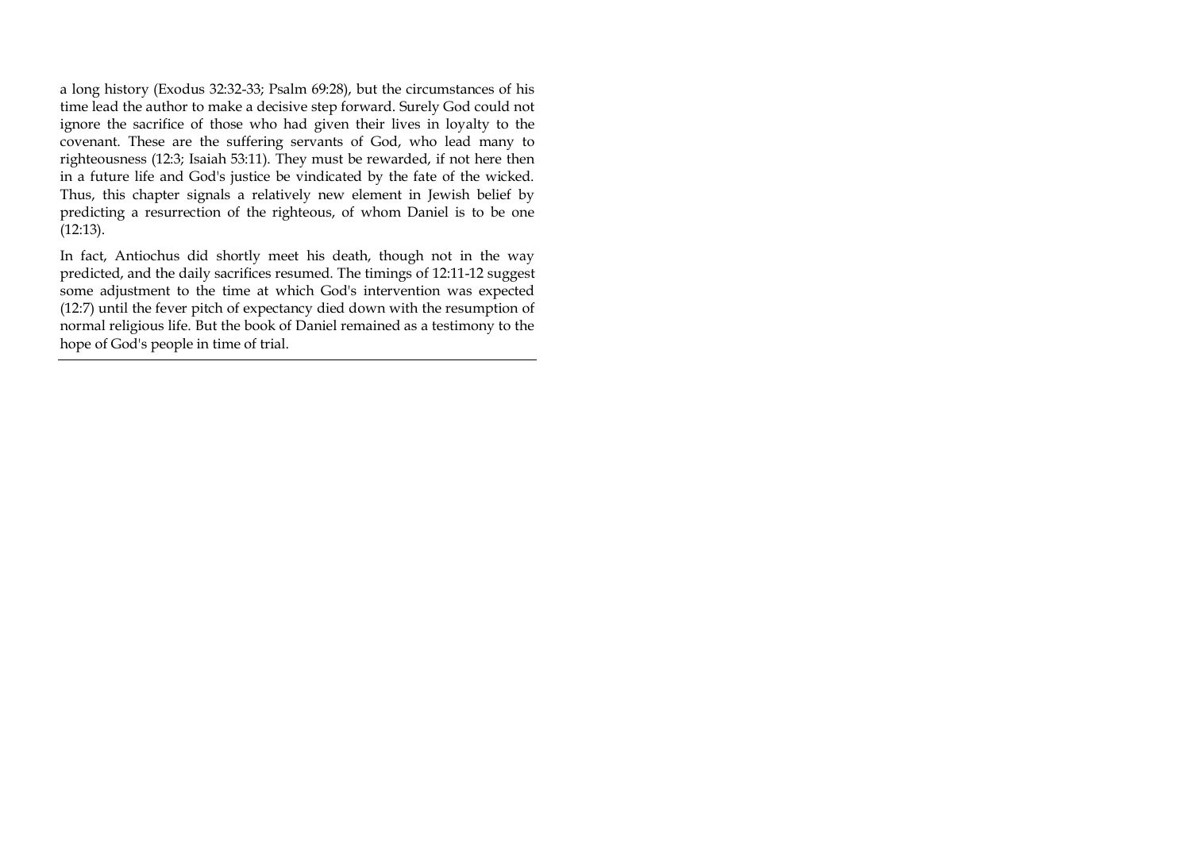a long history (Exodus 32:32-33; Psalm 69:28), but the circumstances of his time lead the author to make a decisive step forward. Surely God could not ignore the sacrifice of those who had given their lives in loyalty to the covenant. These are the suffering servants of God, who lead many to righteousness (12:3; Isaiah 53:11). They must be rewarded, if not here then in a future life and God's justice be vindicated by the fate of the wicked. Thus, this chapter signals a relatively new element in Jewish belief by predicting a resurrection of the righteous, of whom Daniel is to be one (12:13).

In fact, Antiochus did shortly meet his death, though not in the way predicted, and the daily sacrifices resumed. The timings of 12:11-12 suggest some adjustment to the time at which God's intervention was expected (12:7) until the fever pitch of expectancy died down with the resumption of normal religious life. But the book of Daniel remained as a testimony to the hope of God's people in time of trial.